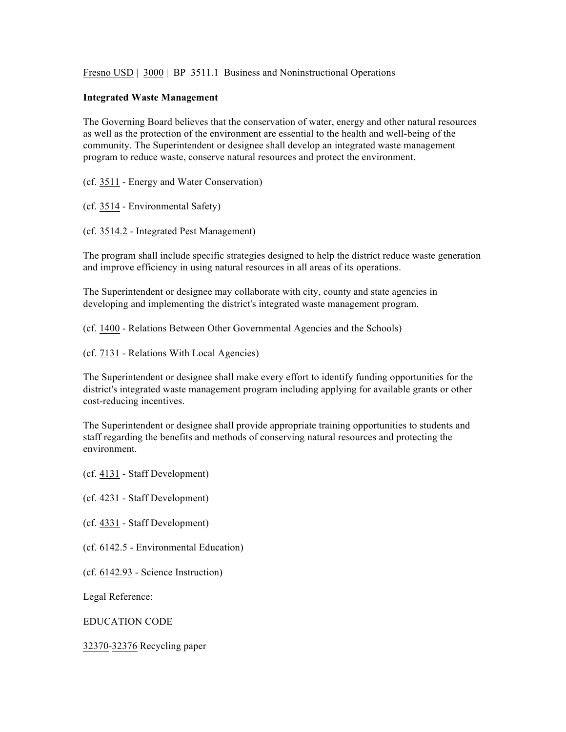Fresno USD | 3000 | BP 3511.1 Business and Noninstructional Operations

**Integrated Waste Management**

The Governing Board believes that the conservation of water, energy and other natural resources as well as the protection of the environment are essential to the health and well-being of the community. The Superintendent or designee shall develop an integrated waste management program to reduce waste, conserve natural resources and protect the environment.

(cf. 3511 - Energy and Water Conservation)

(cf. 3514 - Environmental Safety)

(cf. 3514.2 - Integrated Pest Management)

The program shall include specific strategies designed to help the district reduce waste generation and improve efficiency in using natural resources in all areas of its operations.

The Superintendent or designee may collaborate with city, county and state agencies in developing and implementing the district's integrated waste management program.

(cf. 1400 - Relations Between Other Governmental Agencies and the Schools)

(cf. 7131 - Relations With Local Agencies)

The Superintendent or designee shall make every effort to identify funding opportunities for the district's integrated waste management program including applying for available grants or other cost-reducing incentives.

The Superintendent or designee shall provide appropriate training opportunities to students and staff regarding the benefits and methods of conserving natural resources and protecting the environment.

(cf. 4131 - Staff Development)

(cf. 4231 - Staff Development)

(cf. 4331 - Staff Development)

(cf. 6142.5 - Environmental Education)

(cf. 6142.93 - Science Instruction)

Legal Reference:

EDUCATION CODE

32370-32376 Recycling paper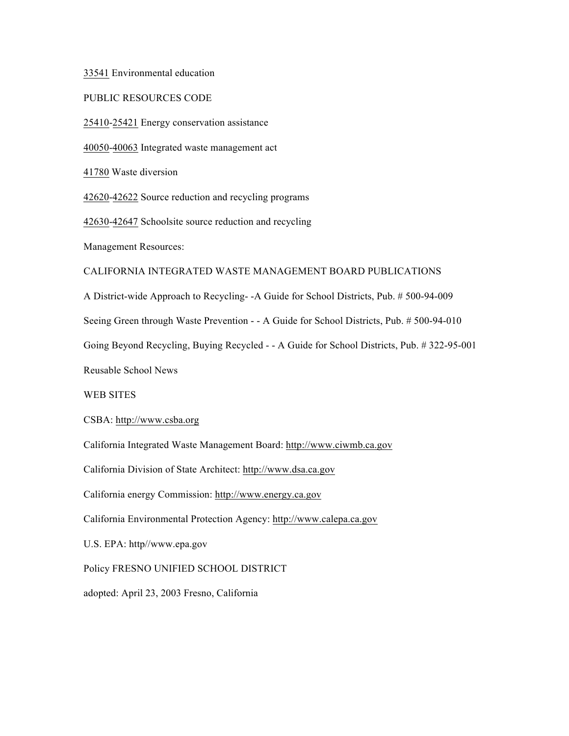33541 Environmental education

PUBLIC RESOURCES CODE

25410-25421 Energy conservation assistance

40050-40063 Integrated waste management act

41780 Waste diversion

42620-42622 Source reduction and recycling programs

42630-42647 Schoolsite source reduction and recycling

Management Resources:

CALIFORNIA INTEGRATED WASTE MANAGEMENT BOARD PUBLICATIONS

A District-wide Approach to Recycling- -A Guide for School Districts, Pub. # 500-94-009

Seeing Green through Waste Prevention - - A Guide for School Districts, Pub. # 500-94-010

Going Beyond Recycling, Buying Recycled - - A Guide for School Districts, Pub. # 322-95-001

Reusable School News

WEB SITES

CSBA: http://www.csba.org

California Integrated Waste Management Board: http://www.ciwmb.ca.gov

California Division of State Architect: http://www.dsa.ca.gov

California energy Commission: http://www.energy.ca.gov

California Environmental Protection Agency: http://www.calepa.ca.gov

U.S. EPA: http//www.epa.gov

Policy FRESNO UNIFIED SCHOOL DISTRICT

adopted: April 23, 2003 Fresno, California